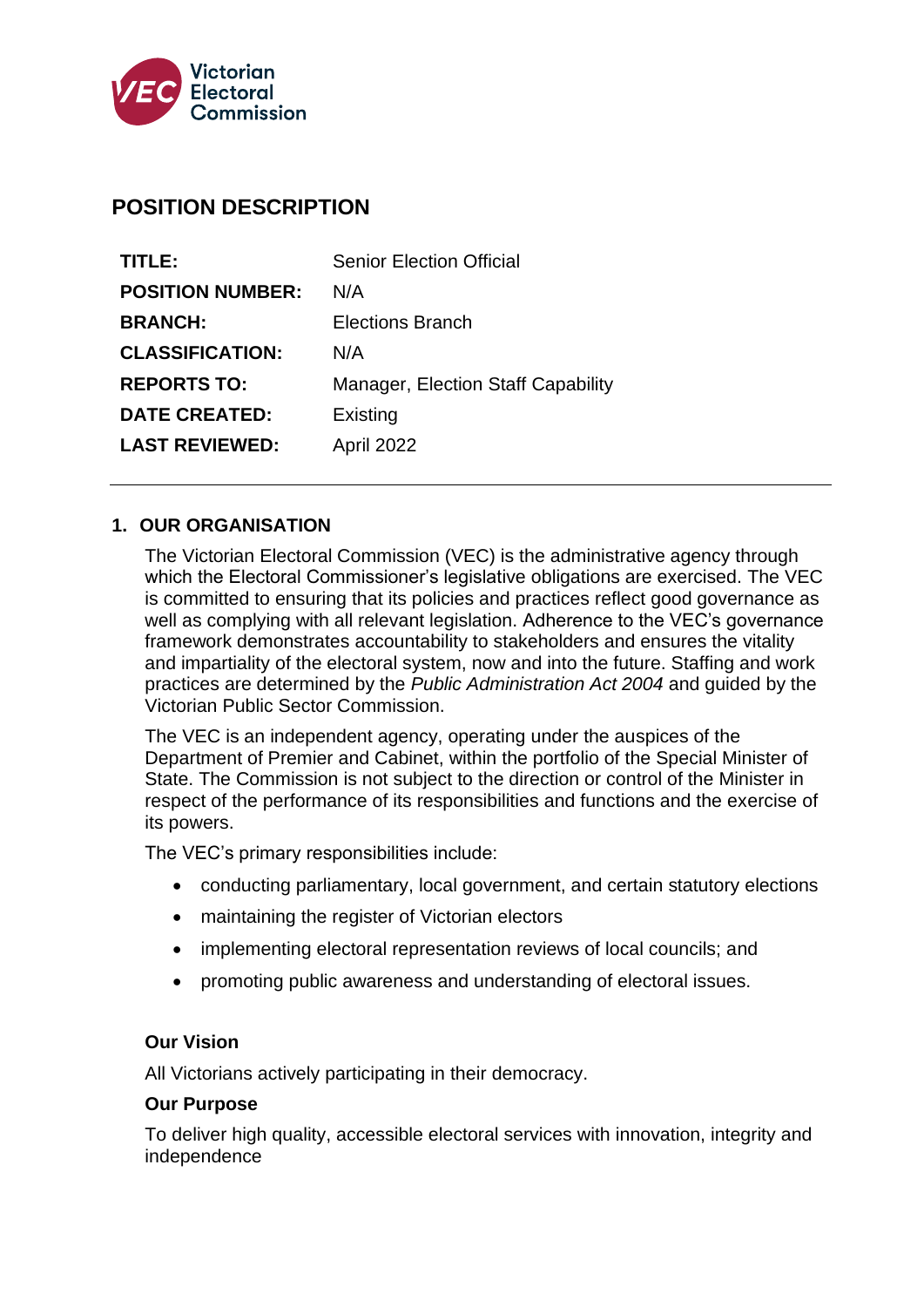Victorian Electoral Commission

# POSITION DESCRIPTION

| | |
|---|---|
| **TITLE:** | Senior Election Official |
| **POSITION NUMBER:** | N/A |
| **BRANCH:** | Elections Branch |
| **CLASSIFICATION:** | N/A |
| **REPORTS TO:** | Manager, Election Staff Capability |
| **DATE CREATED:** | Existing |
| **LAST REVIEWED:** | April 2022 |

## 1. OUR ORGANISATION

The Victorian Electoral Commission (VEC) is the administrative agency through which the Electoral Commissioner's legislative obligations are exercised. The VEC is committed to ensuring that its policies and practices reflect good governance as well as complying with all relevant legislation. Adherence to the VEC's governance framework demonstrates accountability to stakeholders and ensures the vitality and impartiality of the electoral system, now and into the future. Staffing and work practices are determined by the *Public Administration Act 2004* and guided by the Victorian Public Sector Commission.

The VEC is an independent agency, operating under the auspices of the Department of Premier and Cabinet, within the portfolio of the Special Minister of State. The Commission is not subject to the direction or control of the Minister in respect of the performance of its responsibilities and functions and the exercise of its powers.

The VEC's primary responsibilities include:

- conducting parliamentary, local government, and certain statutory elections
- maintaining the register of Victorian electors
- implementing electoral representation reviews of local councils; and
- promoting public awareness and understanding of electoral issues.

### Our Vision

All Victorians actively participating in their democracy.

### Our Purpose

To deliver high quality, accessible electoral services with innovation, integrity and independence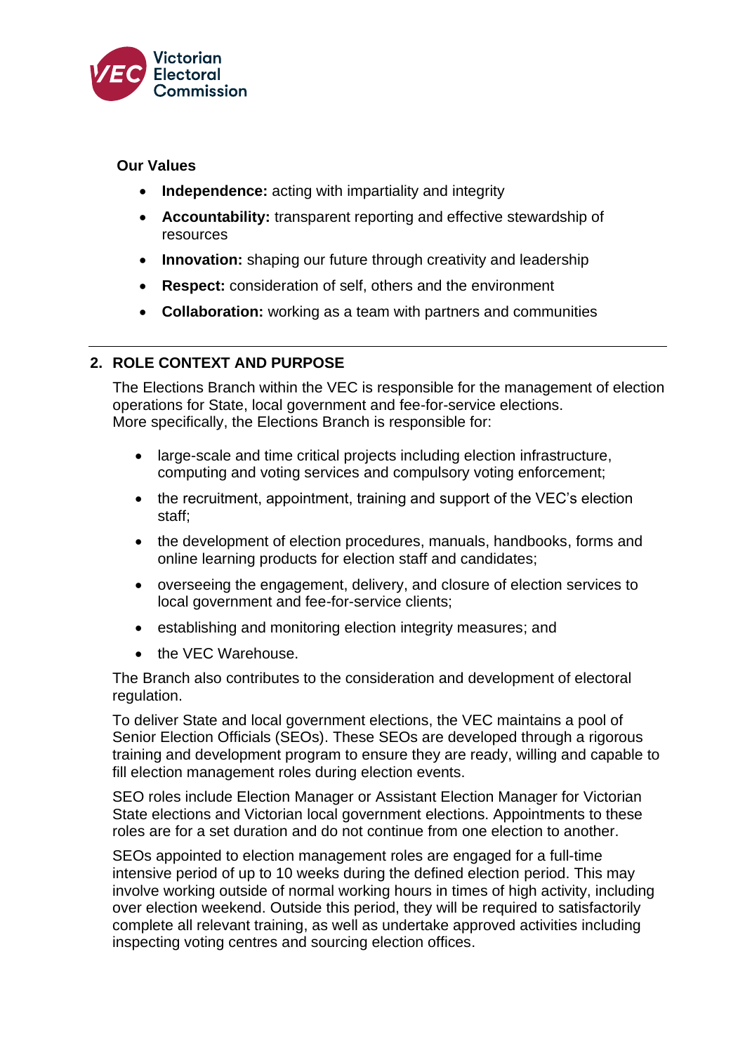**Our Values**

- **Independence:** acting with impartiality and integrity
- **Accountability:** transparent reporting and effective stewardship of resources
- **Innovation:** shaping our future through creativity and leadership
- **Respect:** consideration of self, others and the environment
- **Collaboration:** working as a team with partners and communities

## 2. ROLE CONTEXT AND PURPOSE

The Elections Branch within the VEC is responsible for the management of election operations for State, local government and fee-for-service elections.
More specifically, the Elections Branch is responsible for:

- large-scale and time critical projects including election infrastructure, computing and voting services and compulsory voting enforcement;
- the recruitment, appointment, training and support of the VEC's election staff;
- the development of election procedures, manuals, handbooks, forms and online learning products for election staff and candidates;
- overseeing the engagement, delivery, and closure of election services to local government and fee-for-service clients;
- establishing and monitoring election integrity measures; and
- the VEC Warehouse.

The Branch also contributes to the consideration and development of electoral regulation.

To deliver State and local government elections, the VEC maintains a pool of Senior Election Officials (SEOs). These SEOs are developed through a rigorous training and development program to ensure they are ready, willing and capable to fill election management roles during election events.

SEO roles include Election Manager or Assistant Election Manager for Victorian State elections and Victorian local government elections. Appointments to these roles are for a set duration and do not continue from one election to another.

SEOs appointed to election management roles are engaged for a full-time intensive period of up to 10 weeks during the defined election period. This may involve working outside of normal working hours in times of high activity, including over election weekend. Outside this period, they will be required to satisfactorily complete all relevant training, as well as undertake approved activities including inspecting voting centres and sourcing election offices.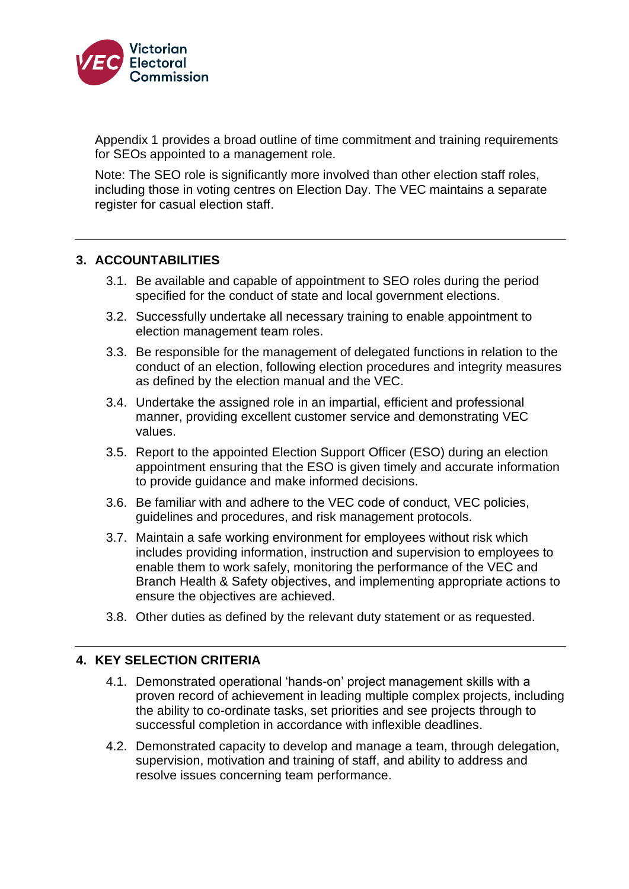Appendix 1 provides a broad outline of time commitment and training requirements for SEOs appointed to a management role.

Note: The SEO role is significantly more involved than other election staff roles, including those in voting centres on Election Day. The VEC maintains a separate register for casual election staff.

## 3. ACCOUNTABILITIES

3.1. Be available and capable of appointment to SEO roles during the period specified for the conduct of state and local government elections.

3.2. Successfully undertake all necessary training to enable appointment to election management team roles.

3.3. Be responsible for the management of delegated functions in relation to the conduct of an election, following election procedures and integrity measures as defined by the election manual and the VEC.

3.4. Undertake the assigned role in an impartial, efficient and professional manner, providing excellent customer service and demonstrating VEC values.

3.5. Report to the appointed Election Support Officer (ESO) during an election appointment ensuring that the ESO is given timely and accurate information to provide guidance and make informed decisions.

3.6. Be familiar with and adhere to the VEC code of conduct, VEC policies, guidelines and procedures, and risk management protocols.

3.7. Maintain a safe working environment for employees without risk which includes providing information, instruction and supervision to employees to enable them to work safely, monitoring the performance of the VEC and Branch Health & Safety objectives, and implementing appropriate actions to ensure the objectives are achieved.

3.8. Other duties as defined by the relevant duty statement or as requested.

## 4. KEY SELECTION CRITERIA

4.1. Demonstrated operational 'hands-on' project management skills with a proven record of achievement in leading multiple complex projects, including the ability to co-ordinate tasks, set priorities and see projects through to successful completion in accordance with inflexible deadlines.

4.2. Demonstrated capacity to develop and manage a team, through delegation, supervision, motivation and training of staff, and ability to address and resolve issues concerning team performance.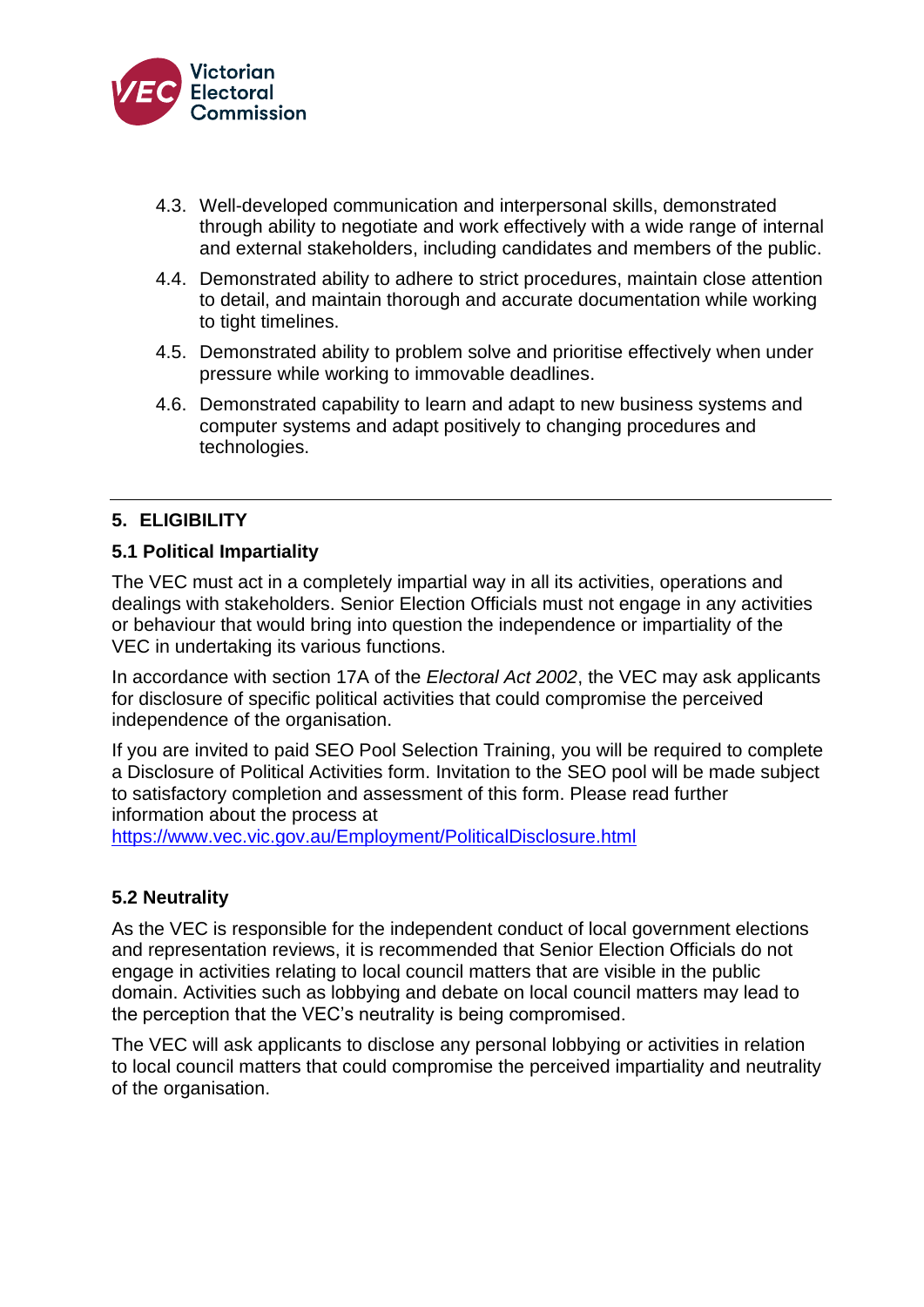4.3. Well-developed communication and interpersonal skills, demonstrated through ability to negotiate and work effectively with a wide range of internal and external stakeholders, including candidates and members of the public.

4.4. Demonstrated ability to adhere to strict procedures, maintain close attention to detail, and maintain thorough and accurate documentation while working to tight timelines.

4.5. Demonstrated ability to problem solve and prioritise effectively when under pressure while working to immovable deadlines.

4.6. Demonstrated capability to learn and adapt to new business systems and computer systems and adapt positively to changing procedures and technologies.

---

## 5. ELIGIBILITY

### 5.1 Political Impartiality

The VEC must act in a completely impartial way in all its activities, operations and dealings with stakeholders. Senior Election Officials must not engage in any activities or behaviour that would bring into question the independence or impartiality of the VEC in undertaking its various functions.

In accordance with section 17A of the *Electoral Act 2002*, the VEC may ask applicants for disclosure of specific political activities that could compromise the perceived independence of the organisation.

If you are invited to paid SEO Pool Selection Training, you will be required to complete a Disclosure of Political Activities form. Invitation to the SEO pool will be made subject to satisfactory completion and assessment of this form. Please read further information about the process at https://www.vec.vic.gov.au/Employment/PoliticalDisclosure.html

### 5.2 Neutrality

As the VEC is responsible for the independent conduct of local government elections and representation reviews, it is recommended that Senior Election Officials do not engage in activities relating to local council matters that are visible in the public domain. Activities such as lobbying and debate on local council matters may lead to the perception that the VEC's neutrality is being compromised.

The VEC will ask applicants to disclose any personal lobbying or activities in relation to local council matters that could compromise the perceived impartiality and neutrality of the organisation.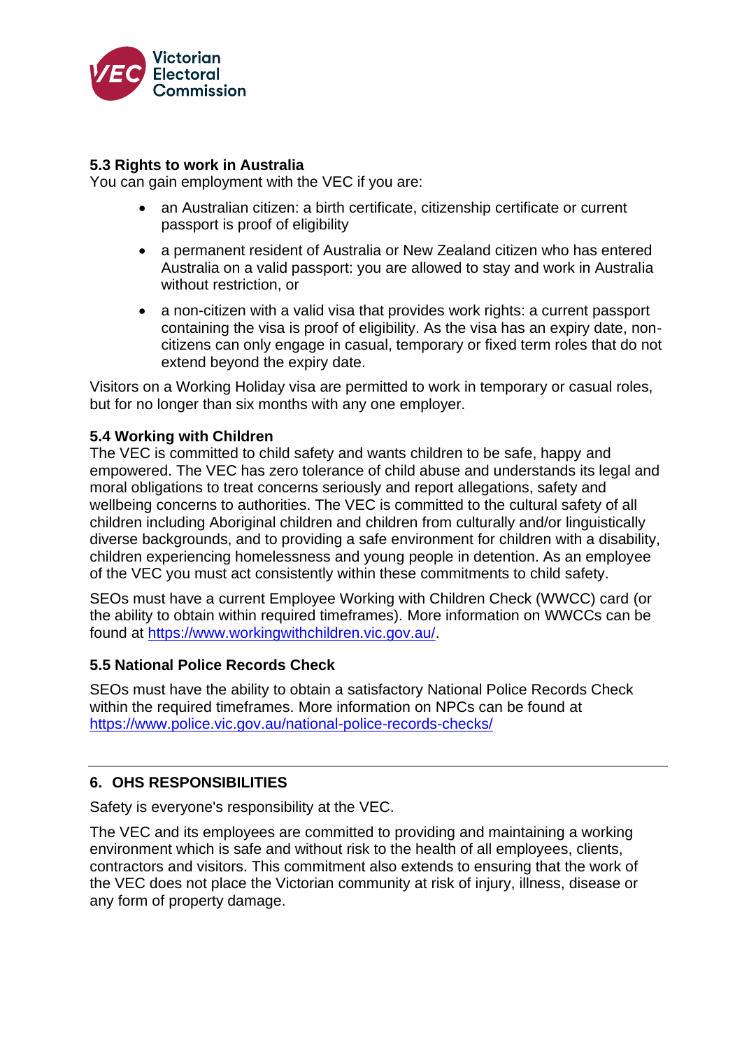### 5.3 Rights to work in Australia

You can gain employment with the VEC if you are:

- an Australian citizen: a birth certificate, citizenship certificate or current passport is proof of eligibility
- a permanent resident of Australia or New Zealand citizen who has entered Australia on a valid passport: you are allowed to stay and work in Australia without restriction, or
- a non-citizen with a valid visa that provides work rights: a current passport containing the visa is proof of eligibility. As the visa has an expiry date, non-citizens can only engage in casual, temporary or fixed term roles that do not extend beyond the expiry date.

Visitors on a Working Holiday visa are permitted to work in temporary or casual roles, but for no longer than six months with any one employer.

### 5.4 Working with Children

The VEC is committed to child safety and wants children to be safe, happy and empowered. The VEC has zero tolerance of child abuse and understands its legal and moral obligations to treat concerns seriously and report allegations, safety and wellbeing concerns to authorities. The VEC is committed to the cultural safety of all children including Aboriginal children and children from culturally and/or linguistically diverse backgrounds, and to providing a safe environment for children with a disability, children experiencing homelessness and young people in detention. As an employee of the VEC you must act consistently within these commitments to child safety.

SEOs must have a current Employee Working with Children Check (WWCC) card (or the ability to obtain within required timeframes). More information on WWCCs can be found at [https://www.workingwithchildren.vic.gov.au/](https://www.workingwithchildren.vic.gov.au/).

### 5.5 National Police Records Check

SEOs must have the ability to obtain a satisfactory National Police Records Check within the required timeframes. More information on NPCs can be found at [https://www.police.vic.gov.au/national-police-records-checks/](https://www.police.vic.gov.au/national-police-records-checks/)

---

## 6. OHS RESPONSIBILITIES

Safety is everyone's responsibility at the VEC.

The VEC and its employees are committed to providing and maintaining a working environment which is safe and without risk to the health of all employees, clients, contractors and visitors. This commitment also extends to ensuring that the work of the VEC does not place the Victorian community at risk of injury, illness, disease or any form of property damage.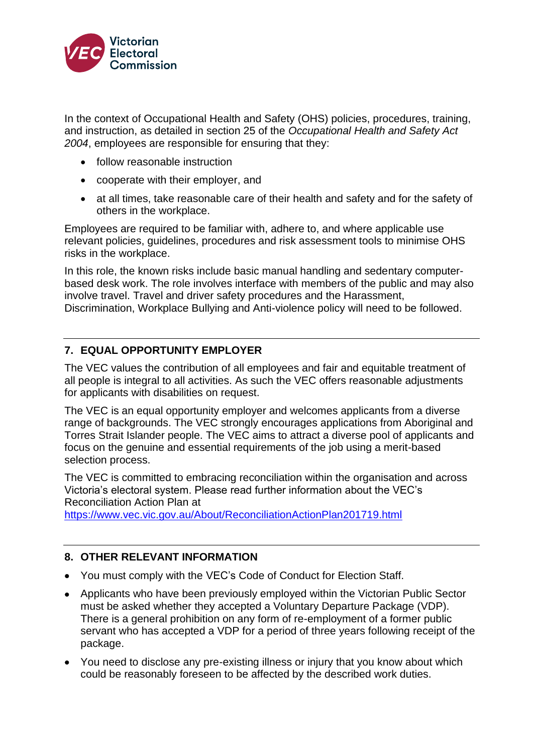In the context of Occupational Health and Safety (OHS) policies, procedures, training, and instruction, as detailed in section 25 of the *Occupational Health and Safety Act 2004*, employees are responsible for ensuring that they:

- follow reasonable instruction
- cooperate with their employer, and
- at all times, take reasonable care of their health and safety and for the safety of others in the workplace.

Employees are required to be familiar with, adhere to, and where applicable use relevant policies, guidelines, procedures and risk assessment tools to minimise OHS risks in the workplace.

In this role, the known risks include basic manual handling and sedentary computer-based desk work. The role involves interface with members of the public and may also involve travel. Travel and driver safety procedures and the Harassment, Discrimination, Workplace Bullying and Anti-violence policy will need to be followed.

## 7. EQUAL OPPORTUNITY EMPLOYER

The VEC values the contribution of all employees and fair and equitable treatment of all people is integral to all activities. As such the VEC offers reasonable adjustments for applicants with disabilities on request.

The VEC is an equal opportunity employer and welcomes applicants from a diverse range of backgrounds. The VEC strongly encourages applications from Aboriginal and Torres Strait Islander people. The VEC aims to attract a diverse pool of applicants and focus on the genuine and essential requirements of the job using a merit-based selection process.

The VEC is committed to embracing reconciliation within the organisation and across Victoria's electoral system. Please read further information about the VEC's Reconciliation Action Plan at https://www.vec.vic.gov.au/About/ReconciliationActionPlan201719.html

## 8. OTHER RELEVANT INFORMATION

- You must comply with the VEC's Code of Conduct for Election Staff.
- Applicants who have been previously employed within the Victorian Public Sector must be asked whether they accepted a Voluntary Departure Package (VDP). There is a general prohibition on any form of re-employment of a former public servant who has accepted a VDP for a period of three years following receipt of the package.
- You need to disclose any pre-existing illness or injury that you know about which could be reasonably foreseen to be affected by the described work duties.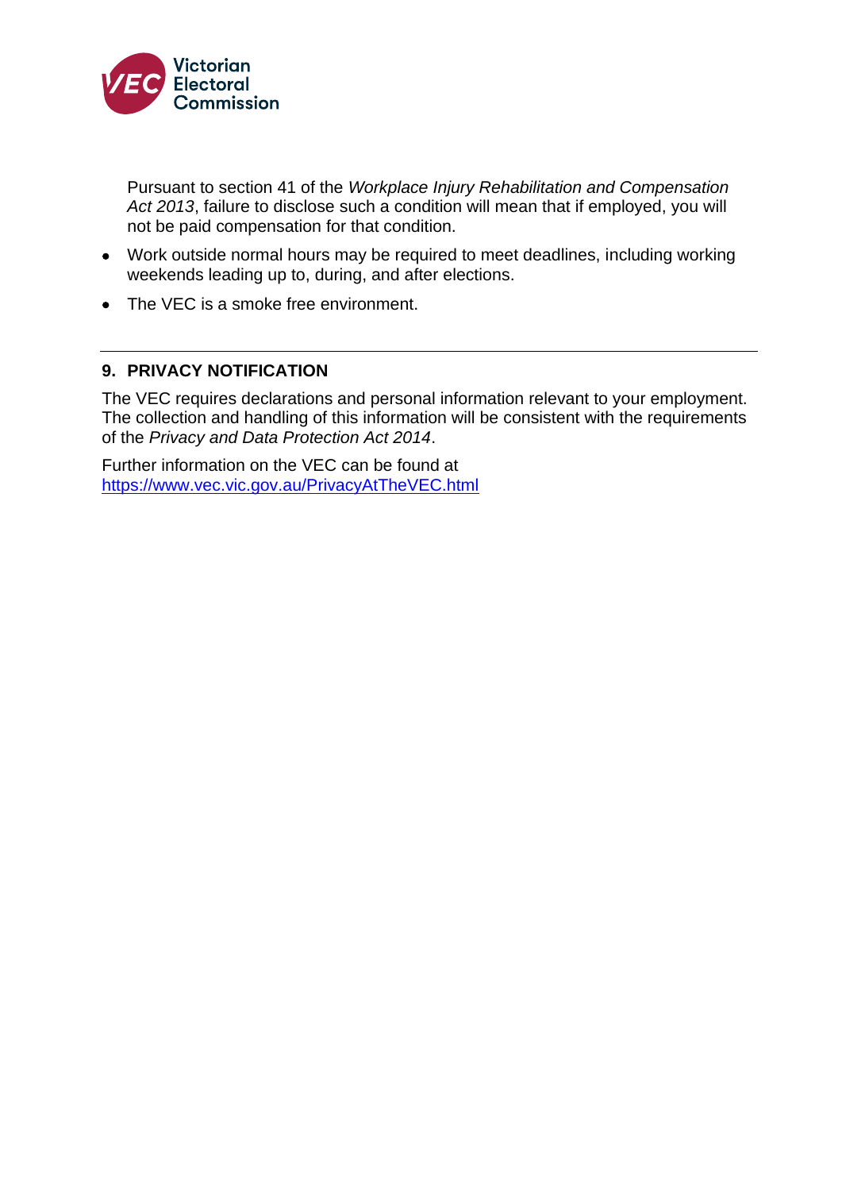Pursuant to section 41 of the *Workplace Injury Rehabilitation and Compensation Act 2013*, failure to disclose such a condition will mean that if employed, you will not be paid compensation for that condition.

- Work outside normal hours may be required to meet deadlines, including working weekends leading up to, during, and after elections.
- The VEC is a smoke free environment.

---

## 9. PRIVACY NOTIFICATION

The VEC requires declarations and personal information relevant to your employment. The collection and handling of this information will be consistent with the requirements of the *Privacy and Data Protection Act 2014*.

Further information on the VEC can be found at [https://www.vec.vic.gov.au/PrivacyAtTheVEC.html](https://www.vec.vic.gov.au/PrivacyAtTheVEC.html)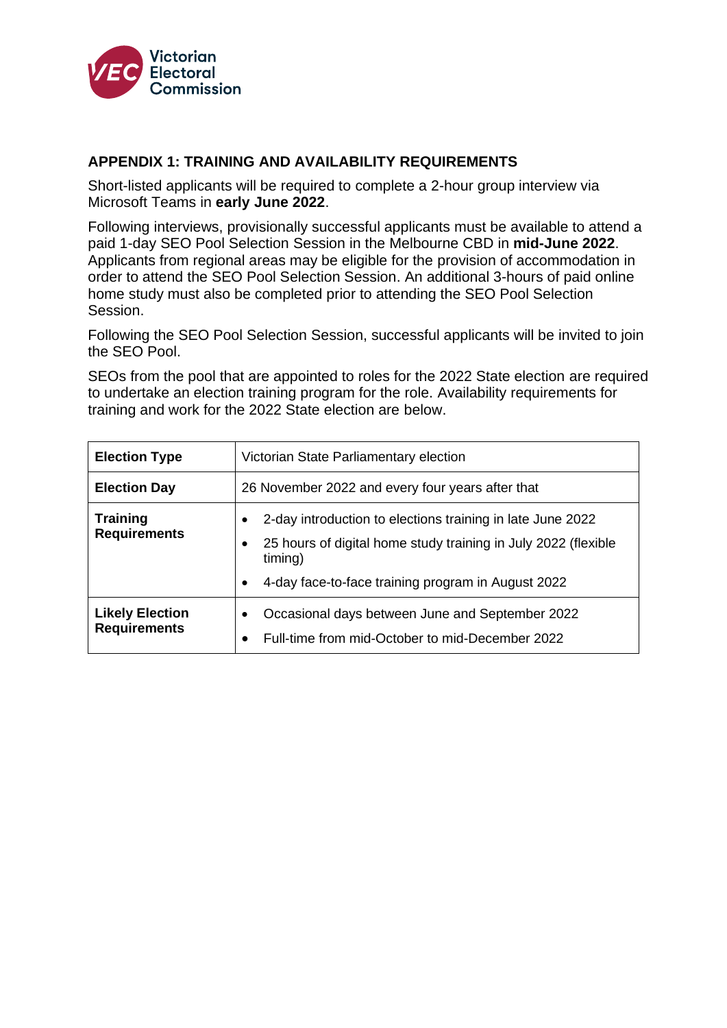## APPENDIX 1: TRAINING AND AVAILABILITY REQUIREMENTS

Short-listed applicants will be required to complete a 2-hour group interview via Microsoft Teams in **early June 2022**.

Following interviews, provisionally successful applicants must be available to attend a paid 1-day SEO Pool Selection Session in the Melbourne CBD in **mid-June 2022**. Applicants from regional areas may be eligible for the provision of accommodation in order to attend the SEO Pool Selection Session. An additional 3-hours of paid online home study must also be completed prior to attending the SEO Pool Selection Session.

Following the SEO Pool Selection Session, successful applicants will be invited to join the SEO Pool.

SEOs from the pool that are appointed to roles for the 2022 State election are required to undertake an election training program for the role. Availability requirements for training and work for the 2022 State election are below.

| **Election Type** | Victorian State Parliamentary election |
|---|---|
| **Election Day** | 26 November 2022 and every four years after that |
| **Training Requirements** | • 2-day introduction to elections training in late June 2022<br>• 25 hours of digital home study training in July 2022 (flexible timing)<br>• 4-day face-to-face training program in August 2022 |
| **Likely Election Requirements** | • Occasional days between June and September 2022<br>• Full-time from mid-October to mid-December 2022 |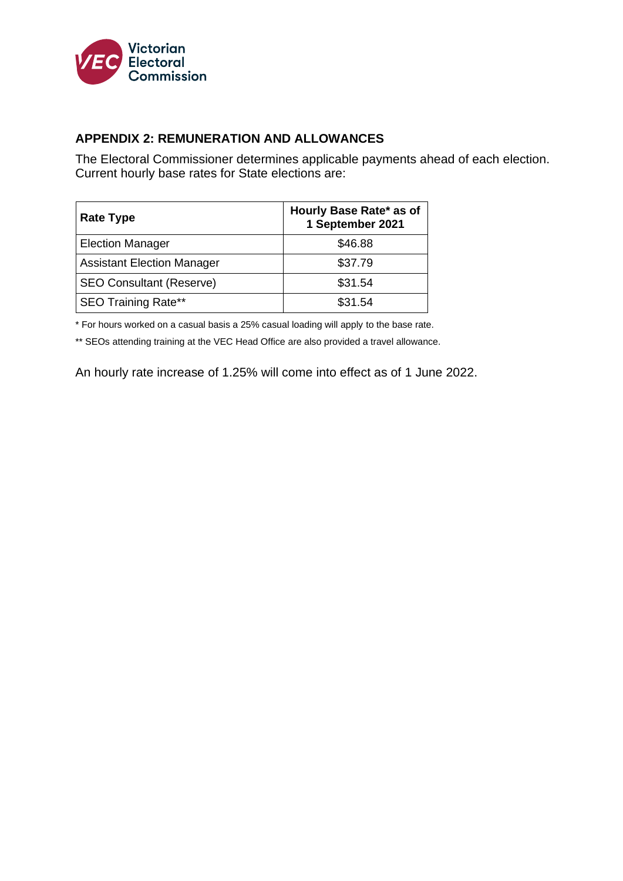## APPENDIX 2: REMUNERATION AND ALLOWANCES

The Electoral Commissioner determines applicable payments ahead of each election. Current hourly base rates for State elections are:

| Rate Type | Hourly Base Rate* as of 1 September 2021 |
|---|---|
| Election Manager | $46.88 |
| Assistant Election Manager | $37.79 |
| SEO Consultant (Reserve) | $31.54 |
| SEO Training Rate** | $31.54 |

* For hours worked on a casual basis a 25% casual loading will apply to the base rate.

** SEOs attending training at the VEC Head Office are also provided a travel allowance.

An hourly rate increase of 1.25% will come into effect as of 1 June 2022.